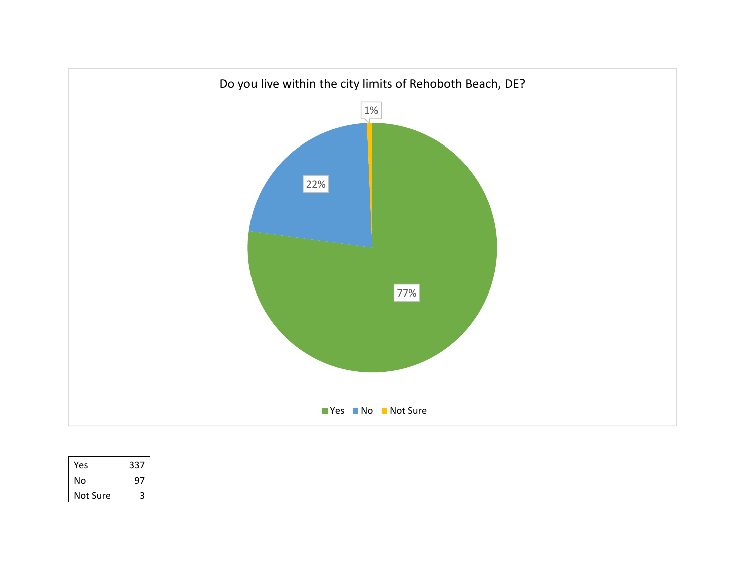Do you live within the city limits of Rehoboth Beach, DE?

- Yes: 77%
- No: 22%
- Not Sure: 1%

| Response | Count |
|---|---|
| Yes | 337 |
| No | 97 |
| Not Sure | 3 |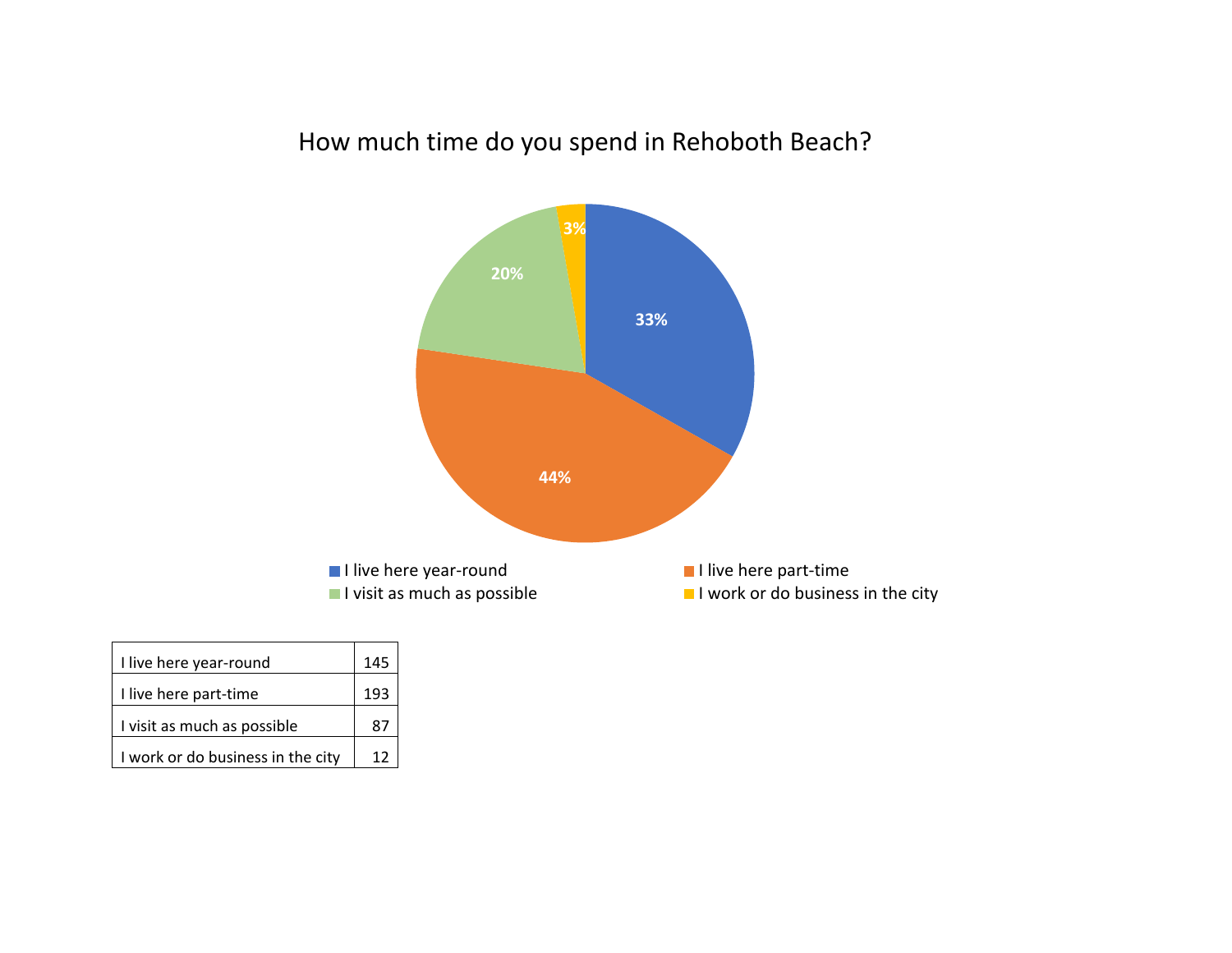## How much time do you spend in Rehoboth Beach?

- I live here year-round: 33%
- I live here part-time: 44%
- I visit as much as possible: 20%
- I work or do business in the city: 3%

| | |
|---|---|
| I live here year-round | 145 |
| I live here part-time | 193 |
| I visit as much as possible | 87 |
| I work or do business in the city | 12 |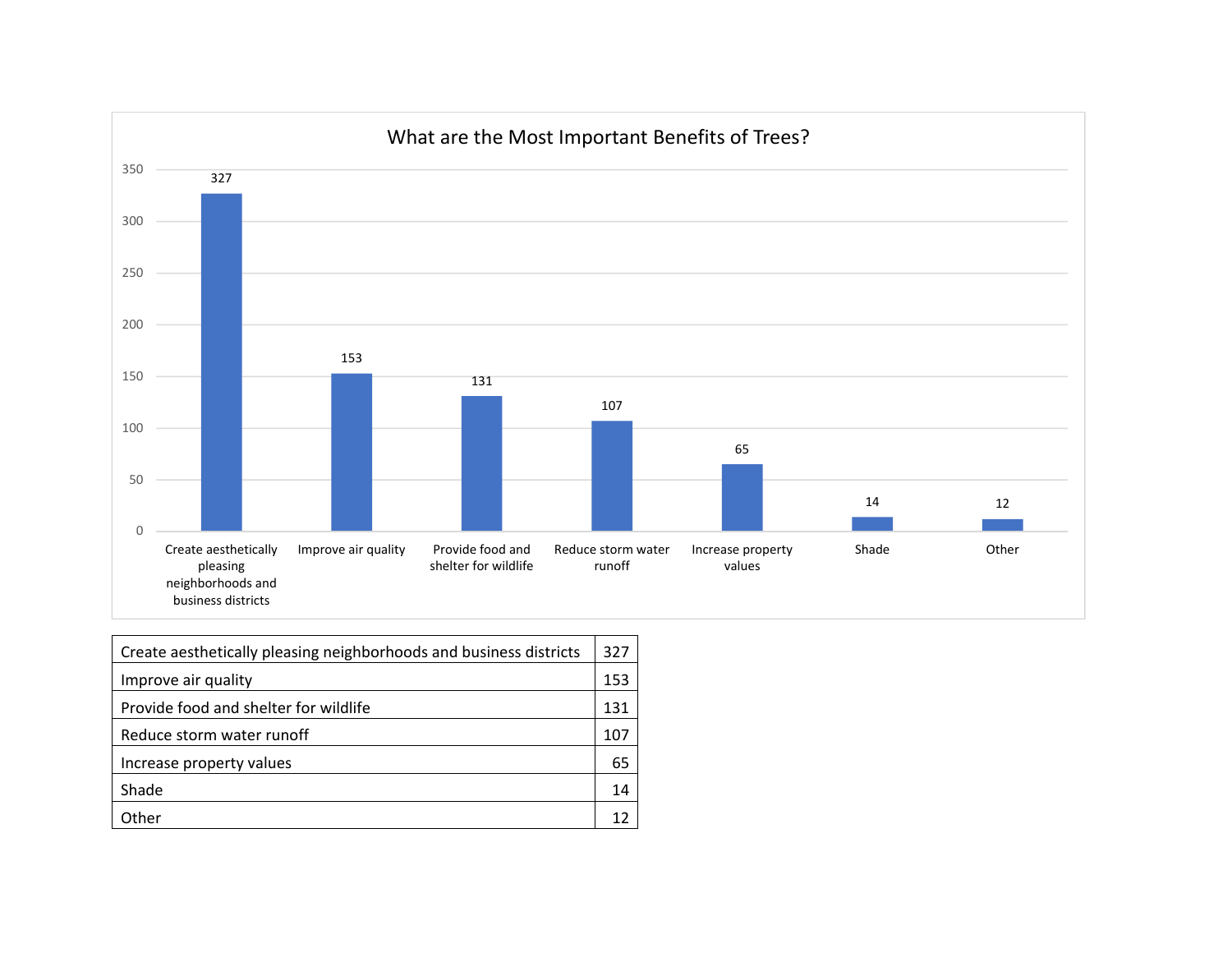What are the Most Important Benefits of Trees?

| Benefit | Count |
|---|---|
| Create aesthetically pleasing neighborhoods and business districts | 327 |
| Improve air quality | 153 |
| Provide food and shelter for wildlife | 131 |
| Reduce storm water runoff | 107 |
| Increase property values | 65 |
| Shade | 14 |
| Other | 12 |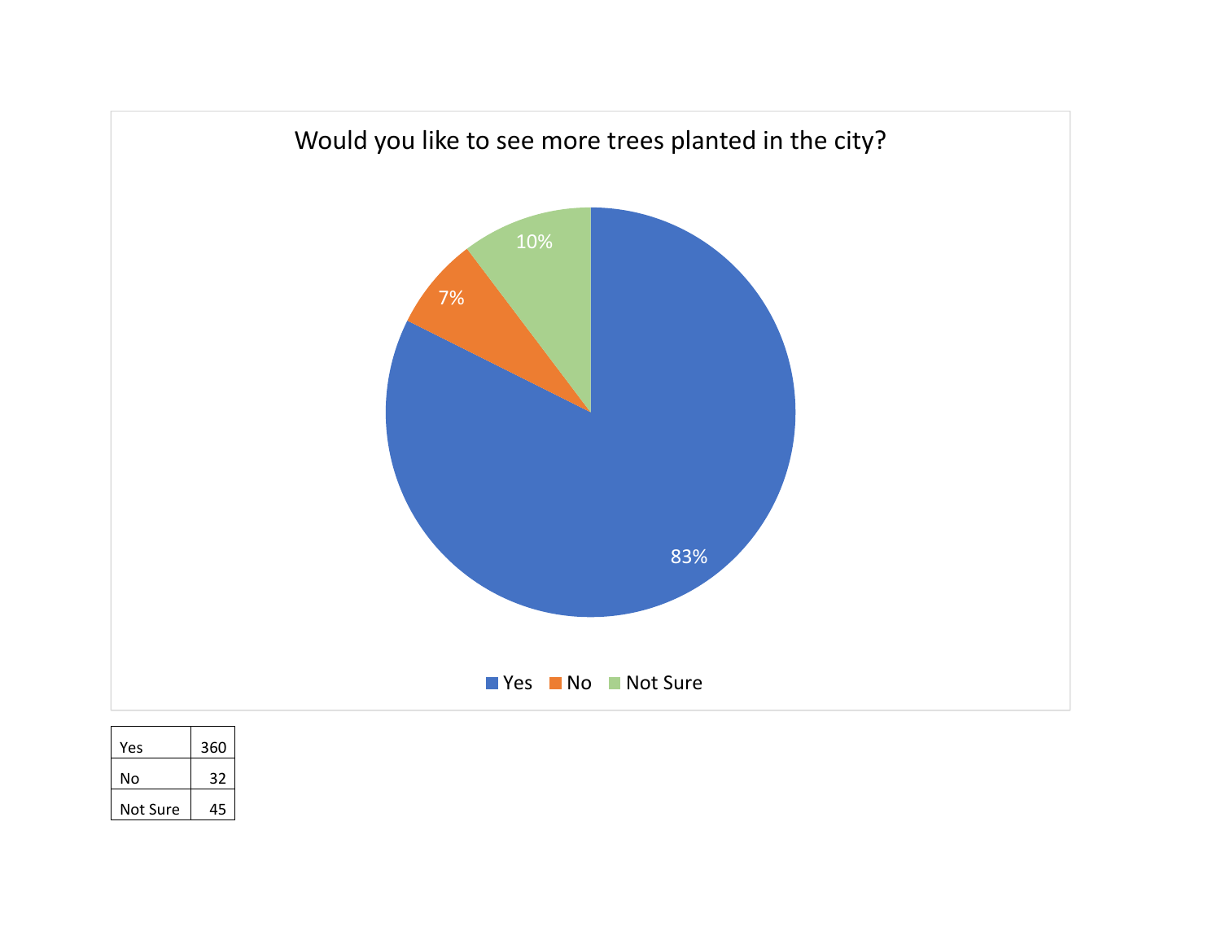Would you like to see more trees planted in the city?

10%

7%

83%

Yes No Not Sure

| Yes | 360 |
|---|---|
| No | 32 |
| Not Sure | 45 |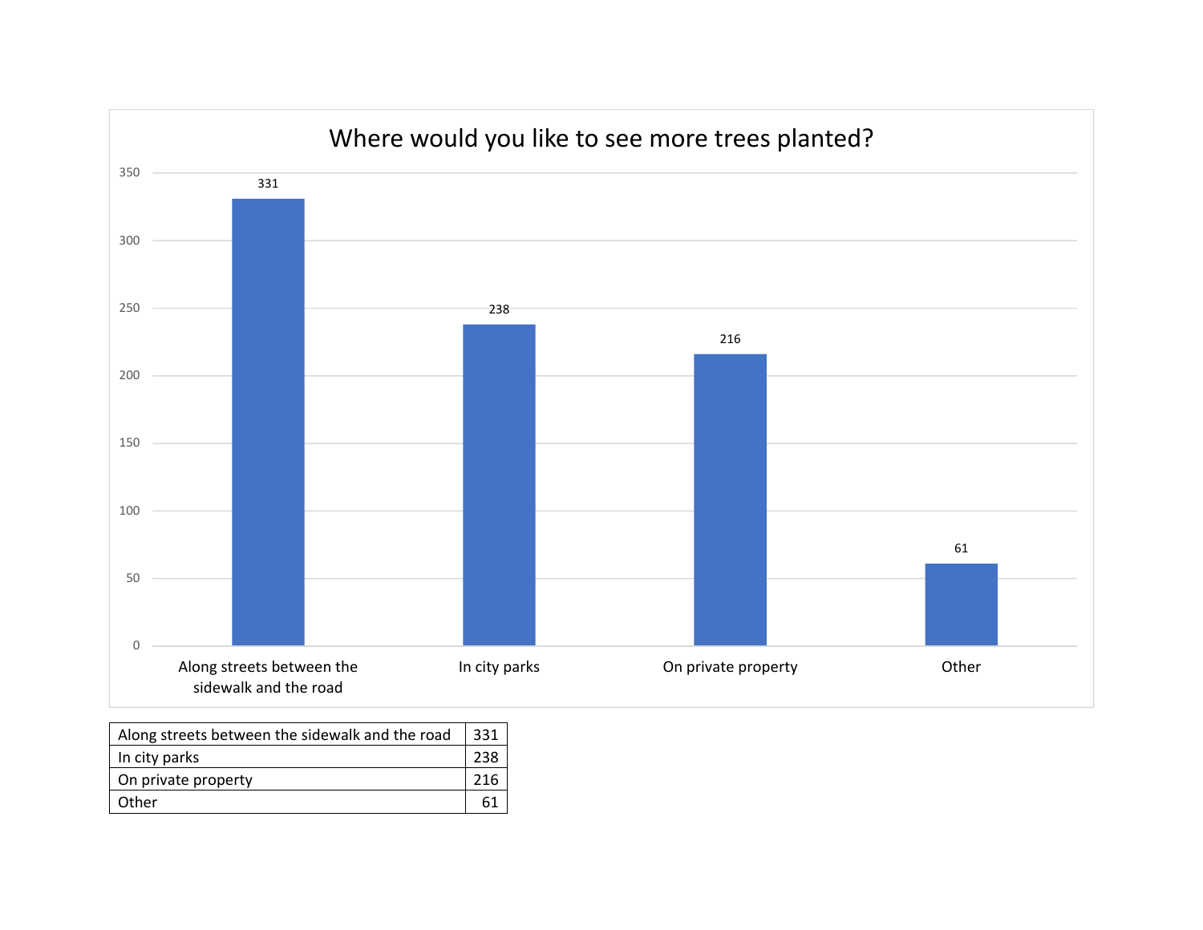## Where would you like to see more trees planted?

| Along streets between the sidewalk and the road | 331 |
|---|---|
| In city parks | 238 |
| On private property | 216 |
| Other | 61 |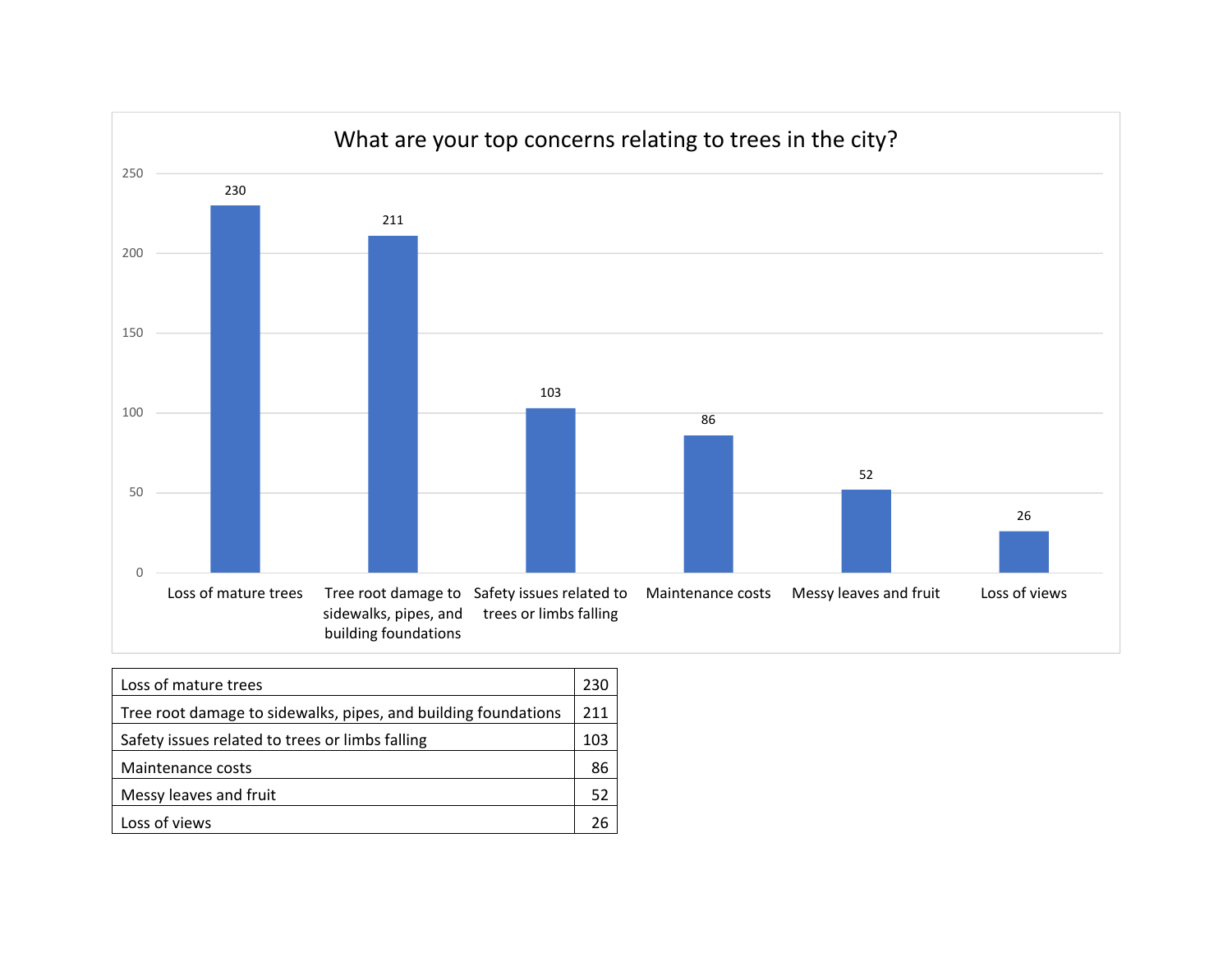What are your top concerns relating to trees in the city?

| Loss of mature trees | 230 |
|---|---|
| Tree root damage to sidewalks, pipes, and building foundations | 211 |
| Safety issues related to trees or limbs falling | 103 |
| Maintenance costs | 86 |
| Messy leaves and fruit | 52 |
| Loss of views | 26 |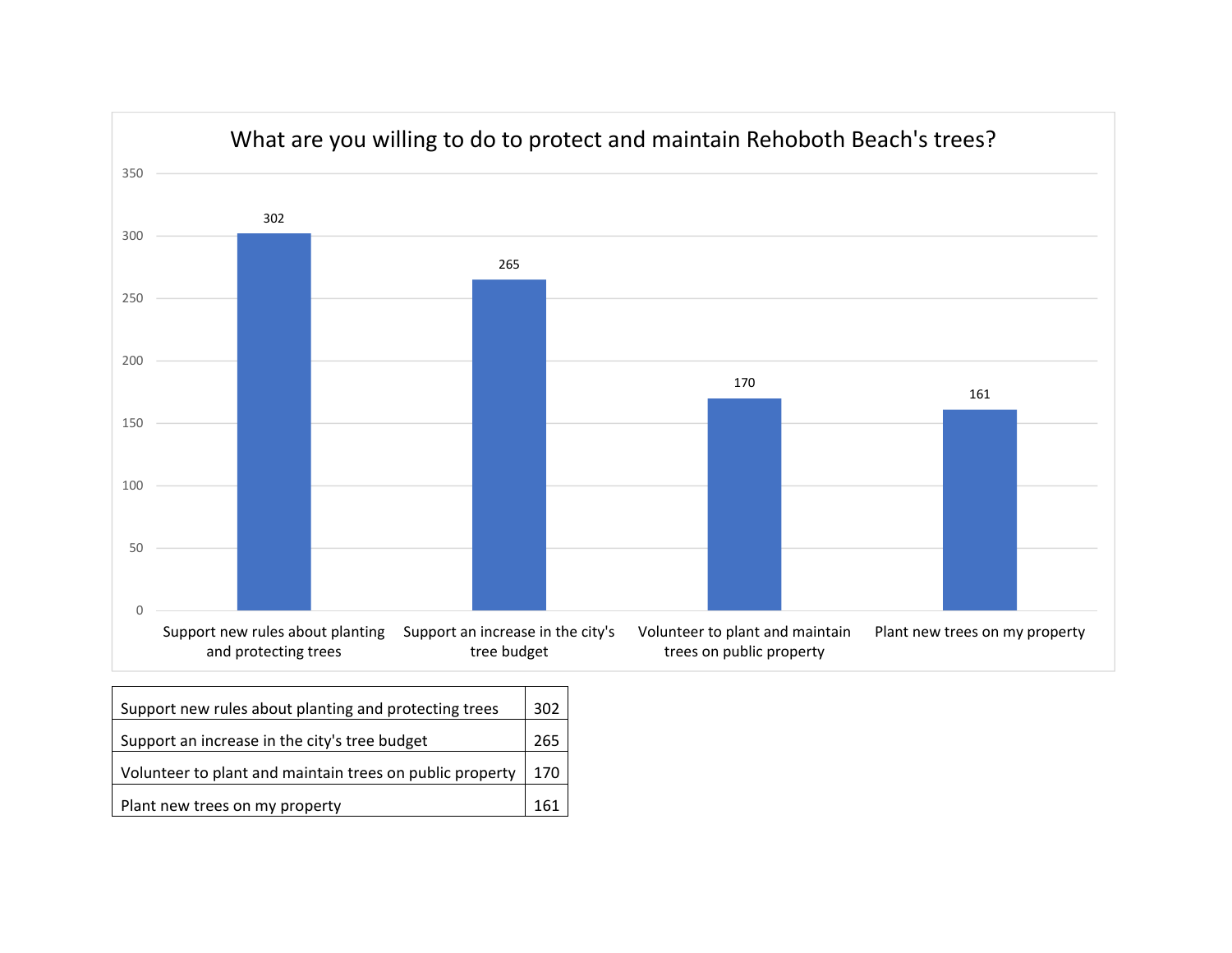What are you willing to do to protect and maintain Rehoboth Beach's trees?

350
300
250
200
150
100
50
0

302
265
170
161

Support new rules about planting and protecting trees
Support an increase in the city's tree budget
Volunteer to plant and maintain trees on public property
Plant new trees on my property

| | |
|---|---|
| Support new rules about planting and protecting trees | 302 |
| Support an increase in the city's tree budget | 265 |
| Volunteer to plant and maintain trees on public property | 170 |
| Plant new trees on my property | 161 |